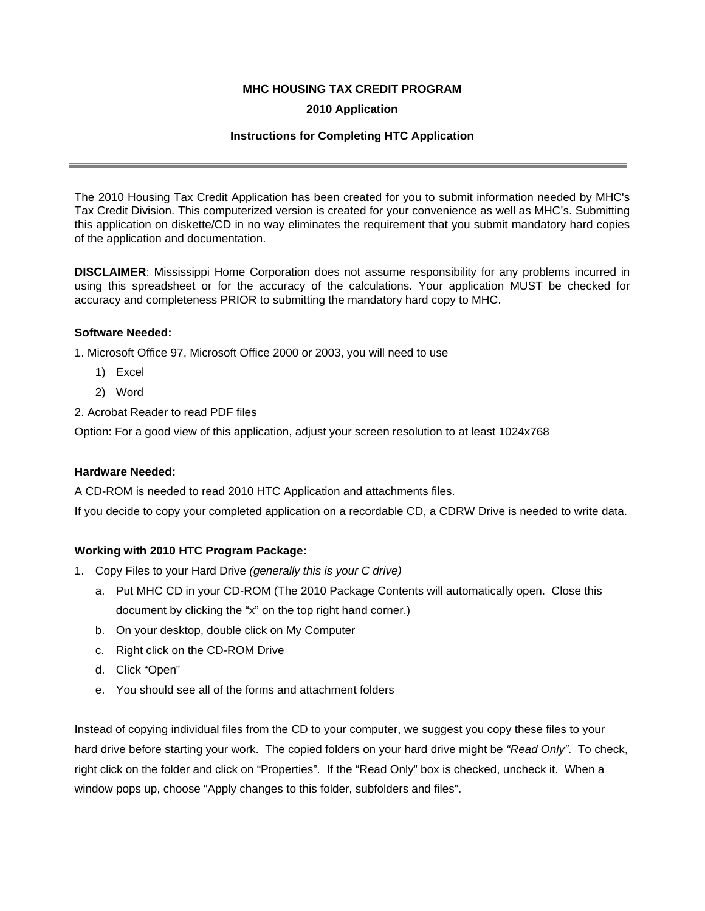**MHC HOUSING TAX CREDIT PROGRAM**

**2010 Application**

**Instructions for Completing HTC Application**

---

The 2010 Housing Tax Credit Application has been created for you to submit information needed by MHC's Tax Credit Division. This computerized version is created for your convenience as well as MHC's. Submitting this application on diskette/CD in no way eliminates the requirement that you submit mandatory hard copies of the application and documentation.

**DISCLAIMER**: Mississippi Home Corporation does not assume responsibility for any problems incurred in using this spreadsheet or for the accuracy of the calculations. Your application MUST be checked for accuracy and completeness PRIOR to submitting the mandatory hard copy to MHC.

**Software Needed:**

1. Microsoft Office 97, Microsoft Office 2000 or 2003, you will need to use
   1) Excel
   2) Word
2. Acrobat Reader to read PDF files

Option: For a good view of this application, adjust your screen resolution to at least 1024x768

**Hardware Needed:**

A CD-ROM is needed to read 2010 HTC Application and attachments files.

If you decide to copy your completed application on a recordable CD, a CDRW Drive is needed to write data.

**Working with 2010 HTC Program Package:**

1. Copy Files to your Hard Drive *(generally this is your C drive)*
   a. Put MHC CD in your CD-ROM (The 2010 Package Contents will automatically open. Close this document by clicking the "x" on the top right hand corner.)
   b. On your desktop, double click on My Computer
   c. Right click on the CD-ROM Drive
   d. Click "Open"
   e. You should see all of the forms and attachment folders

Instead of copying individual files from the CD to your computer, we suggest you copy these files to your hard drive before starting your work. The copied folders on your hard drive might be *"Read Only"*. To check, right click on the folder and click on "Properties". If the "Read Only" box is checked, uncheck it. When a window pops up, choose "Apply changes to this folder, subfolders and files".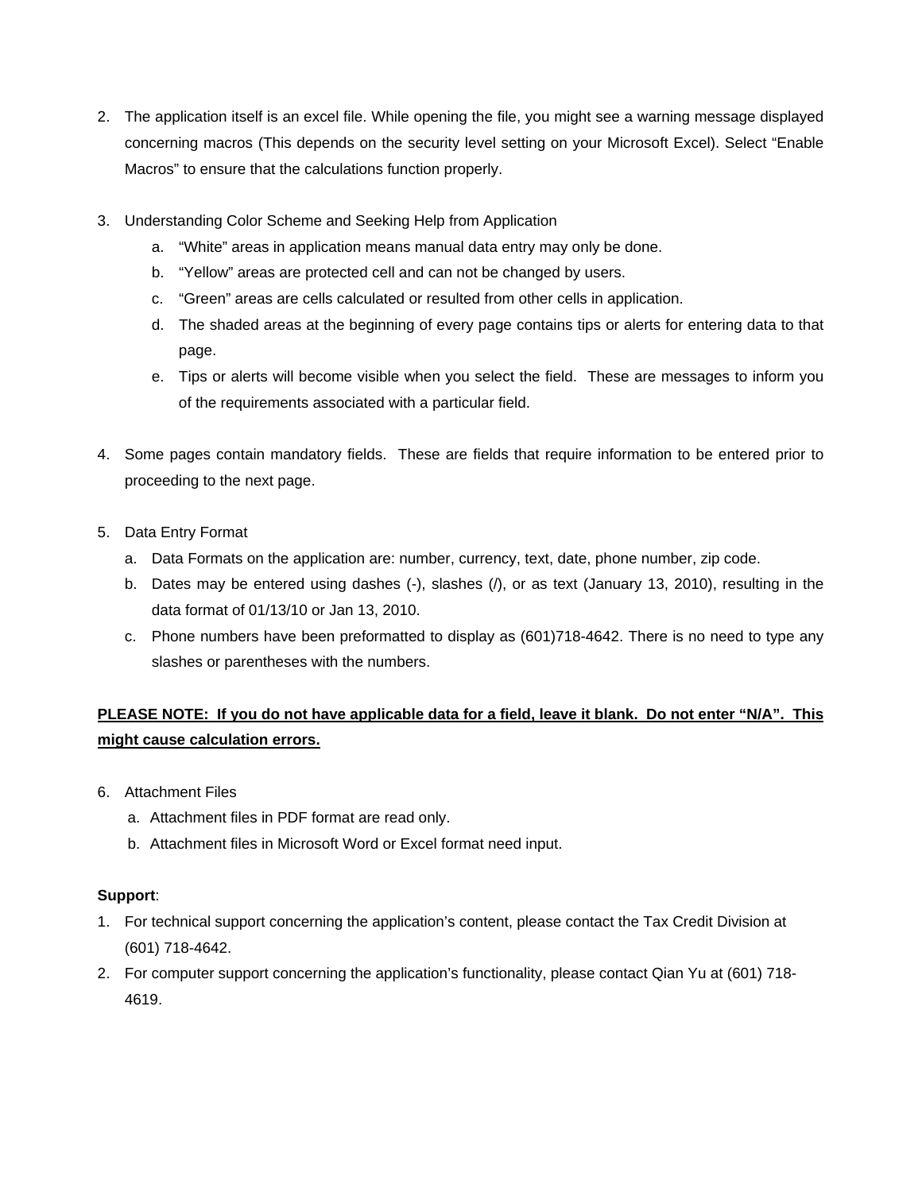2. The application itself is an excel file. While opening the file, you might see a warning message displayed concerning macros (This depends on the security level setting on your Microsoft Excel). Select “Enable Macros” to ensure that the calculations function properly.

3. Understanding Color Scheme and Seeking Help from Application
   a. “White” areas in application means manual data entry may only be done.
   b. “Yellow” areas are protected cell and can not be changed by users.
   c. “Green” areas are cells calculated or resulted from other cells in application.
   d. The shaded areas at the beginning of every page contains tips or alerts for entering data to that page.
   e. Tips or alerts will become visible when you select the field. These are messages to inform you of the requirements associated with a particular field.

4. Some pages contain mandatory fields. These are fields that require information to be entered prior to proceeding to the next page.

5. Data Entry Format
   a. Data Formats on the application are: number, currency, text, date, phone number, zip code.
   b. Dates may be entered using dashes (-), slashes (/), or as text (January 13, 2010), resulting in the data format of 01/13/10 or Jan 13, 2010.
   c. Phone numbers have been preformatted to display as (601)718-4642. There is no need to type any slashes or parentheses with the numbers.

**PLEASE NOTE: If you do not have applicable data for a field, leave it blank. Do not enter “N/A”. This might cause calculation errors.**

6. Attachment Files
   a. Attachment files in PDF format are read only.
   b. Attachment files in Microsoft Word or Excel format need input.

**Support**:

1. For technical support concerning the application’s content, please contact the Tax Credit Division at (601) 718-4642.
2. For computer support concerning the application’s functionality, please contact Qian Yu at (601) 718-4619.